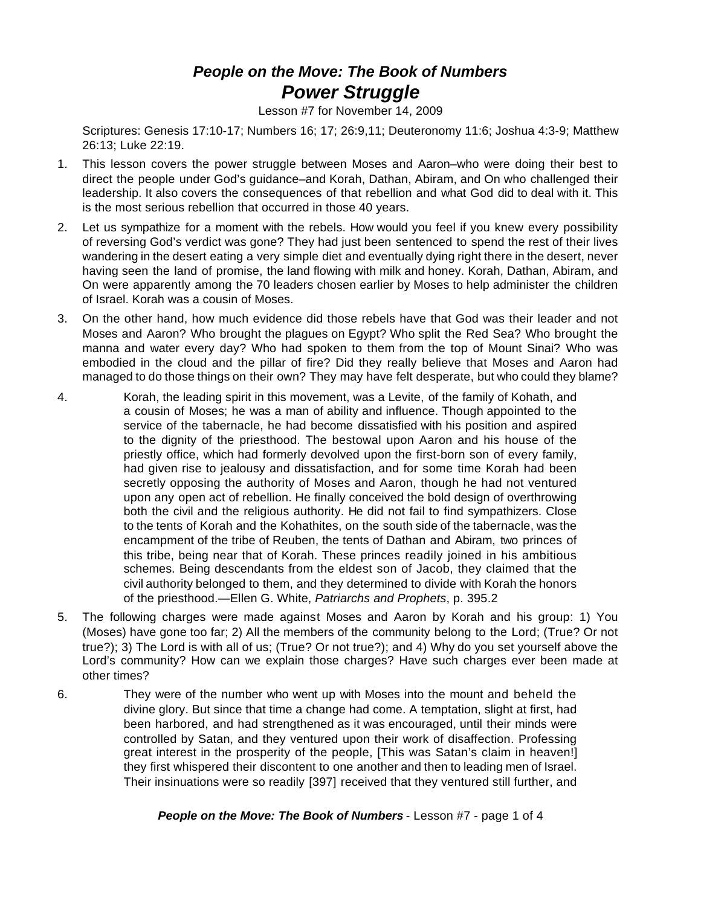# *People on the Move: The Book of Numbers*
# *Power Struggle*

Lesson #7 for November 14, 2009

Scriptures: Genesis 17:10-17; Numbers 16; 17; 26:9,11; Deuteronomy 11:6; Joshua 4:3-9; Matthew 26:13; Luke 22:19.

1. This lesson covers the power struggle between Moses and Aaron–who were doing their best to direct the people under God's guidance–and Korah, Dathan, Abiram, and On who challenged their leadership. It also covers the consequences of that rebellion and what God did to deal with it. This is the most serious rebellion that occurred in those 40 years.

2. Let us sympathize for a moment with the rebels. How would you feel if you knew every possibility of reversing God's verdict was gone? They had just been sentenced to spend the rest of their lives wandering in the desert eating a very simple diet and eventually dying right there in the desert, never having seen the land of promise, the land flowing with milk and honey. Korah, Dathan, Abiram, and On were apparently among the 70 leaders chosen earlier by Moses to help administer the children of Israel. Korah was a cousin of Moses.

3. On the other hand, how much evidence did those rebels have that God was their leader and not Moses and Aaron? Who brought the plagues on Egypt? Who split the Red Sea? Who brought the manna and water every day? Who had spoken to them from the top of Mount Sinai? Who was embodied in the cloud and the pillar of fire? Did they really believe that Moses and Aaron had managed to do those things on their own? They may have felt desperate, but who could they blame?

4. > Korah, the leading spirit in this movement, was a Levite, of the family of Kohath, and a cousin of Moses; he was a man of ability and influence. Though appointed to the service of the tabernacle, he had become dissatisfied with his position and aspired to the dignity of the priesthood. The bestowal upon Aaron and his house of the priestly office, which had formerly devolved upon the first-born son of every family, had given rise to jealousy and dissatisfaction, and for some time Korah had been secretly opposing the authority of Moses and Aaron, though he had not ventured upon any open act of rebellion. He finally conceived the bold design of overthrowing both the civil and the religious authority. He did not fail to find sympathizers. Close to the tents of Korah and the Kohathites, on the south side of the tabernacle, was the encampment of the tribe of Reuben, the tents of Dathan and Abiram, two princes of this tribe, being near that of Korah. These princes readily joined in his ambitious schemes. Being descendants from the eldest son of Jacob, they claimed that the civil authority belonged to them, and they determined to divide with Korah the honors of the priesthood.—Ellen G. White, *Patriarchs and Prophets*, p. 395.2

5. The following charges were made against Moses and Aaron by Korah and his group: 1) You (Moses) have gone too far; 2) All the members of the community belong to the Lord; (True? Or not true?); 3) The Lord is with all of us; (True? Or not true?); and 4) Why do you set yourself above the Lord's community? How can we explain those charges? Have such charges ever been made at other times?

6. > They were of the number who went up with Moses into the mount and beheld the divine glory. But since that time a change had come. A temptation, slight at first, had been harbored, and had strengthened as it was encouraged, until their minds were controlled by Satan, and they ventured upon their work of disaffection. Professing great interest in the prosperity of the people, [This was Satan's claim in heaven!] they first whispered their discontent to one another and then to leading men of Israel. Their insinuations were so readily [397] received that they ventured still further, and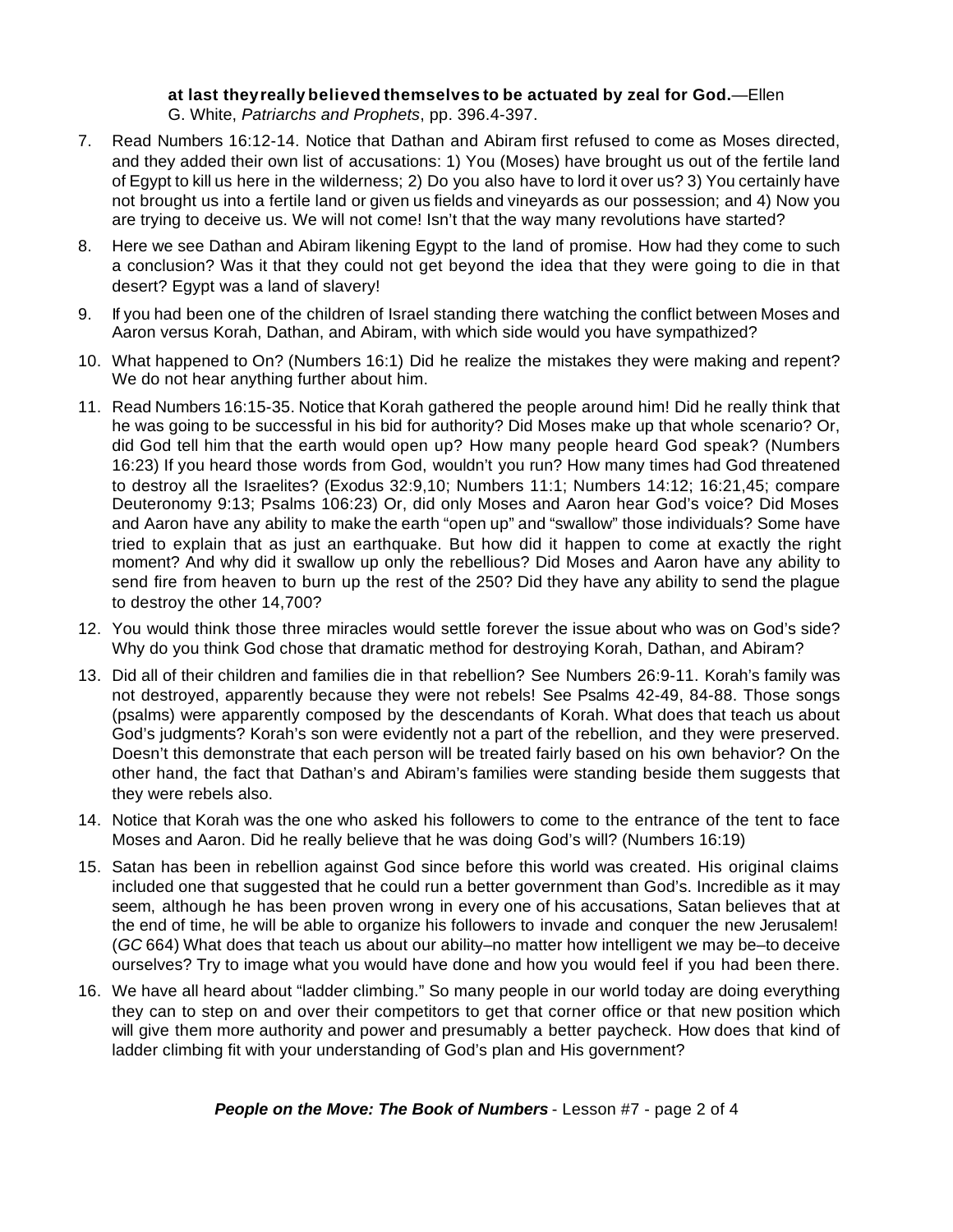**at last they really believed themselves to be actuated by zeal for God.**—Ellen G. White, *Patriarchs and Prophets*, pp. 396.4-397.

7. Read Numbers 16:12-14. Notice that Dathan and Abiram first refused to come as Moses directed, and they added their own list of accusations: 1) You (Moses) have brought us out of the fertile land of Egypt to kill us here in the wilderness; 2) Do you also have to lord it over us? 3) You certainly have not brought us into a fertile land or given us fields and vineyards as our possession; and 4) Now you are trying to deceive us. We will not come! Isn't that the way many revolutions have started?

8. Here we see Dathan and Abiram likening Egypt to the land of promise. How had they come to such a conclusion? Was it that they could not get beyond the idea that they were going to die in that desert? Egypt was a land of slavery!

9. If you had been one of the children of Israel standing there watching the conflict between Moses and Aaron versus Korah, Dathan, and Abiram, with which side would you have sympathized?

10. What happened to On? (Numbers 16:1) Did he realize the mistakes they were making and repent? We do not hear anything further about him.

11. Read Numbers 16:15-35. Notice that Korah gathered the people around him! Did he really think that he was going to be successful in his bid for authority? Did Moses make up that whole scenario? Or, did God tell him that the earth would open up? How many people heard God speak? (Numbers 16:23) If you heard those words from God, wouldn't you run? How many times had God threatened to destroy all the Israelites? (Exodus 32:9,10; Numbers 11:1; Numbers 14:12; 16:21,45; compare Deuteronomy 9:13; Psalms 106:23) Or, did only Moses and Aaron hear God's voice? Did Moses and Aaron have any ability to make the earth "open up" and "swallow" those individuals? Some have tried to explain that as just an earthquake. But how did it happen to come at exactly the right moment? And why did it swallow up only the rebellious? Did Moses and Aaron have any ability to send fire from heaven to burn up the rest of the 250? Did they have any ability to send the plague to destroy the other 14,700?

12. You would think those three miracles would settle forever the issue about who was on God's side? Why do you think God chose that dramatic method for destroying Korah, Dathan, and Abiram?

13. Did all of their children and families die in that rebellion? See Numbers 26:9-11. Korah's family was not destroyed, apparently because they were not rebels! See Psalms 42-49, 84-88. Those songs (psalms) were apparently composed by the descendants of Korah. What does that teach us about God's judgments? Korah's son were evidently not a part of the rebellion, and they were preserved. Doesn't this demonstrate that each person will be treated fairly based on his own behavior? On the other hand, the fact that Dathan's and Abiram's families were standing beside them suggests that they were rebels also.

14. Notice that Korah was the one who asked his followers to come to the entrance of the tent to face Moses and Aaron. Did he really believe that he was doing God's will? (Numbers 16:19)

15. Satan has been in rebellion against God since before this world was created. His original claims included one that suggested that he could run a better government than God's. Incredible as it may seem, although he has been proven wrong in every one of his accusations, Satan believes that at the end of time, he will be able to organize his followers to invade and conquer the new Jerusalem! (*GC* 664) What does that teach us about our ability–no matter how intelligent we may be–to deceive ourselves? Try to image what you would have done and how you would feel if you had been there.

16. We have all heard about "ladder climbing." So many people in our world today are doing everything they can to step on and over their competitors to get that corner office or that new position which will give them more authority and power and presumably a better paycheck. How does that kind of ladder climbing fit with your understanding of God's plan and His government?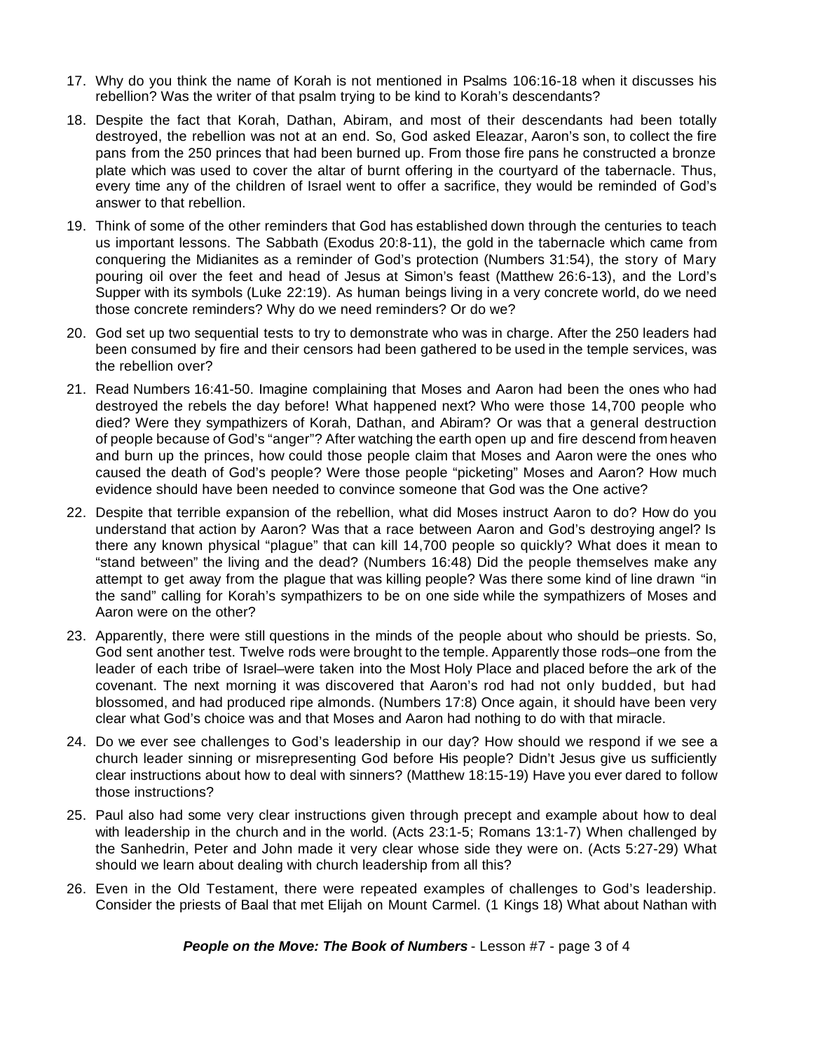17. Why do you think the name of Korah is not mentioned in Psalms 106:16-18 when it discusses his rebellion? Was the writer of that psalm trying to be kind to Korah's descendants?

18. Despite the fact that Korah, Dathan, Abiram, and most of their descendants had been totally destroyed, the rebellion was not at an end. So, God asked Eleazar, Aaron's son, to collect the fire pans from the 250 princes that had been burned up. From those fire pans he constructed a bronze plate which was used to cover the altar of burnt offering in the courtyard of the tabernacle. Thus, every time any of the children of Israel went to offer a sacrifice, they would be reminded of God's answer to that rebellion.

19. Think of some of the other reminders that God has established down through the centuries to teach us important lessons. The Sabbath (Exodus 20:8-11), the gold in the tabernacle which came from conquering the Midianites as a reminder of God's protection (Numbers 31:54), the story of Mary pouring oil over the feet and head of Jesus at Simon's feast (Matthew 26:6-13), and the Lord's Supper with its symbols (Luke 22:19). As human beings living in a very concrete world, do we need those concrete reminders? Why do we need reminders? Or do we?

20. God set up two sequential tests to try to demonstrate who was in charge. After the 250 leaders had been consumed by fire and their censors had been gathered to be used in the temple services, was the rebellion over?

21. Read Numbers 16:41-50. Imagine complaining that Moses and Aaron had been the ones who had destroyed the rebels the day before! What happened next? Who were those 14,700 people who died? Were they sympathizers of Korah, Dathan, and Abiram? Or was that a general destruction of people because of God's "anger"? After watching the earth open up and fire descend from heaven and burn up the princes, how could those people claim that Moses and Aaron were the ones who caused the death of God's people? Were those people "picketing" Moses and Aaron? How much evidence should have been needed to convince someone that God was the One active?

22. Despite that terrible expansion of the rebellion, what did Moses instruct Aaron to do? How do you understand that action by Aaron? Was that a race between Aaron and God's destroying angel? Is there any known physical "plague" that can kill 14,700 people so quickly? What does it mean to "stand between" the living and the dead? (Numbers 16:48) Did the people themselves make any attempt to get away from the plague that was killing people? Was there some kind of line drawn "in the sand" calling for Korah's sympathizers to be on one side while the sympathizers of Moses and Aaron were on the other?

23. Apparently, there were still questions in the minds of the people about who should be priests. So, God sent another test. Twelve rods were brought to the temple. Apparently those rods–one from the leader of each tribe of Israel–were taken into the Most Holy Place and placed before the ark of the covenant. The next morning it was discovered that Aaron's rod had not only budded, but had blossomed, and had produced ripe almonds. (Numbers 17:8) Once again, it should have been very clear what God's choice was and that Moses and Aaron had nothing to do with that miracle.

24. Do we ever see challenges to God's leadership in our day? How should we respond if we see a church leader sinning or misrepresenting God before His people? Didn't Jesus give us sufficiently clear instructions about how to deal with sinners? (Matthew 18:15-19) Have you ever dared to follow those instructions?

25. Paul also had some very clear instructions given through precept and example about how to deal with leadership in the church and in the world. (Acts 23:1-5; Romans 13:1-7) When challenged by the Sanhedrin, Peter and John made it very clear whose side they were on. (Acts 5:27-29) What should we learn about dealing with church leadership from all this?

26. Even in the Old Testament, there were repeated examples of challenges to God's leadership. Consider the priests of Baal that met Elijah on Mount Carmel. (1 Kings 18) What about Nathan with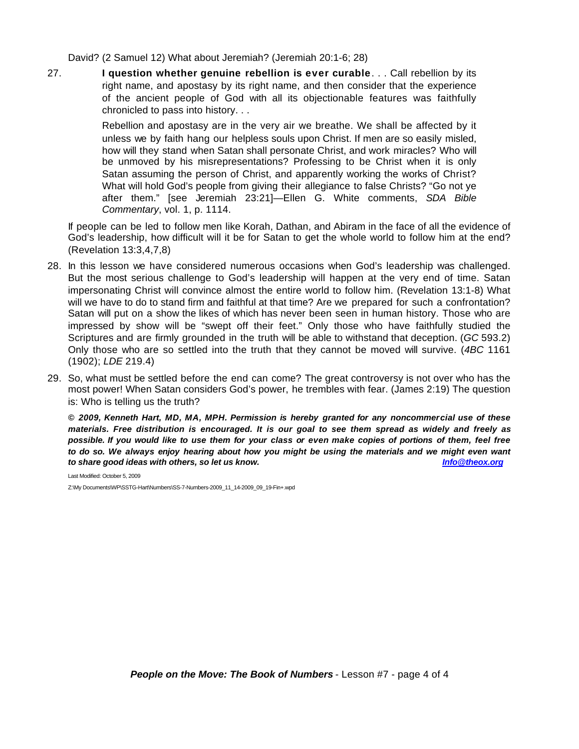David? (2 Samuel 12) What about Jeremiah? (Jeremiah 20:1-6; 28)

27. **I question whether genuine rebellion is ever curable**. . . Call rebellion by its right name, and apostasy by its right name, and then consider that the experience of the ancient people of God with all its objectionable features was faithfully chronicled to pass into history. . .

    Rebellion and apostasy are in the very air we breathe. We shall be affected by it unless we by faith hang our helpless souls upon Christ. If men are so easily misled, how will they stand when Satan shall personate Christ, and work miracles? Who will be unmoved by his misrepresentations? Professing to be Christ when it is only Satan assuming the person of Christ, and apparently working the works of Christ? What will hold God's people from giving their allegiance to false Christs? "Go not ye after them." [see Jeremiah 23:21]—Ellen G. White comments, *SDA Bible Commentary*, vol. 1, p. 1114.

    If people can be led to follow men like Korah, Dathan, and Abiram in the face of all the evidence of God's leadership, how difficult will it be for Satan to get the whole world to follow him at the end? (Revelation 13:3,4,7,8)

28. In this lesson we have considered numerous occasions when God's leadership was challenged. But the most serious challenge to God's leadership will happen at the very end of time. Satan impersonating Christ will convince almost the entire world to follow him. (Revelation 13:1-8) What will we have to do to stand firm and faithful at that time? Are we prepared for such a confrontation? Satan will put on a show the likes of which has never been seen in human history. Those who are impressed by show will be "swept off their feet." Only those who have faithfully studied the Scriptures and are firmly grounded in the truth will be able to withstand that deception. (*GC* 593.2) Only those who are so settled into the truth that they cannot be moved will survive. (*4BC* 1161 (1902); *LDE* 219.4)

29. So, what must be settled before the end can come? The great controversy is not over who has the most power! When Satan considers God's power, he trembles with fear. (James 2:19) The question is: Who is telling us the truth?

***© 2009, Kenneth Hart, MD, MA, MPH. Permission is hereby granted for any noncommercial use of these materials. Free distribution is encouraged. It is our goal to see them spread as widely and freely as possible. If you would like to use them for your class or even make copies of portions of them, feel free to do so. We always enjoy hearing about how you might be using the materials and we might even want to share good ideas with others, so let us know.*** ***Info@theox.org***

Last Modified: October 5, 2009

Z:\My Documents\WP\SSTG-Hart\Numbers\SS-7-Numbers-2009_11_14-2009_09_19-Fin+.wpd